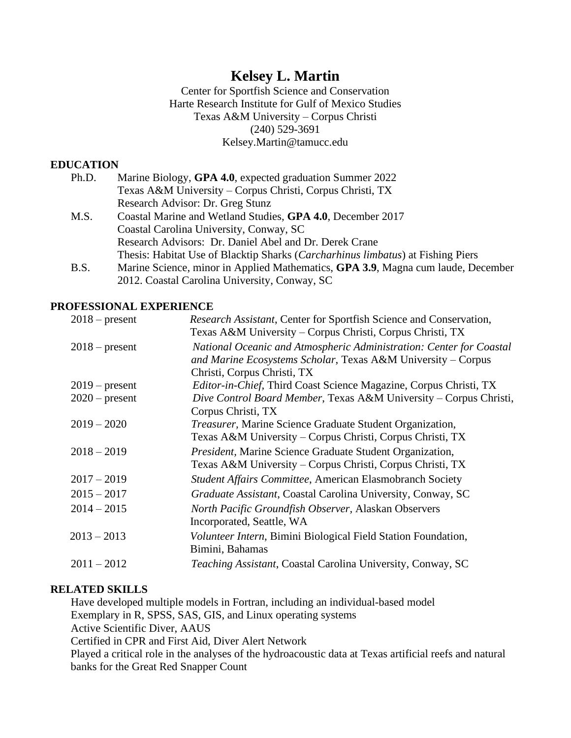# Kelsey L. Martin

Center for Sportfish Science and Conservation
Harte Research Institute for Gulf of Mexico Studies
Texas A&M University – Corpus Christi
(240) 529-3691
Kelsey.Martin@tamucc.edu

## EDUCATION

Ph.D. Marine Biology, **GPA 4.0**, expected graduation Summer 2022
Texas A&M University – Corpus Christi, Corpus Christi, TX
Research Advisor: Dr. Greg Stunz

M.S. Coastal Marine and Wetland Studies, **GPA 4.0**, December 2017
Coastal Carolina University, Conway, SC
Research Advisors: Dr. Daniel Abel and Dr. Derek Crane
Thesis: Habitat Use of Blacktip Sharks (*Carcharhinus limbatus*) at Fishing Piers

B.S. Marine Science, minor in Applied Mathematics, **GPA 3.9**, Magna cum laude, December 2012. Coastal Carolina University, Conway, SC

## PROFESSIONAL EXPERIENCE

| | |
|---|---|
| 2018 – present | *Research Assistant*, Center for Sportfish Science and Conservation, Texas A&M University – Corpus Christi, Corpus Christi, TX |
| 2018 – present | *National Oceanic and Atmospheric Administration: Center for Coastal and Marine Ecosystems Scholar*, Texas A&M University – Corpus Christi, Corpus Christi, TX |
| 2019 – present | *Editor-in-Chief*, Third Coast Science Magazine, Corpus Christi, TX |
| 2020 – present | *Dive Control Board Member*, Texas A&M University – Corpus Christi, Corpus Christi, TX |
| 2019 – 2020 | *Treasurer*, Marine Science Graduate Student Organization, Texas A&M University – Corpus Christi, Corpus Christi, TX |
| 2018 – 2019 | *President*, Marine Science Graduate Student Organization, Texas A&M University – Corpus Christi, Corpus Christi, TX |
| 2017 – 2019 | *Student Affairs Committee*, American Elasmobranch Society |
| 2015 – 2017 | *Graduate Assistant*, Coastal Carolina University, Conway, SC |
| 2014 – 2015 | *North Pacific Groundfish Observer*, Alaskan Observers Incorporated, Seattle, WA |
| 2013 – 2013 | *Volunteer Intern*, Bimini Biological Field Station Foundation, Bimini, Bahamas |
| 2011 – 2012 | *Teaching Assistant*, Coastal Carolina University, Conway, SC |

## RELATED SKILLS

Have developed multiple models in Fortran, including an individual-based model
Exemplary in R, SPSS, SAS, GIS, and Linux operating systems
Active Scientific Diver, AAUS
Certified in CPR and First Aid, Diver Alert Network
Played a critical role in the analyses of the hydroacoustic data at Texas artificial reefs and natural banks for the Great Red Snapper Count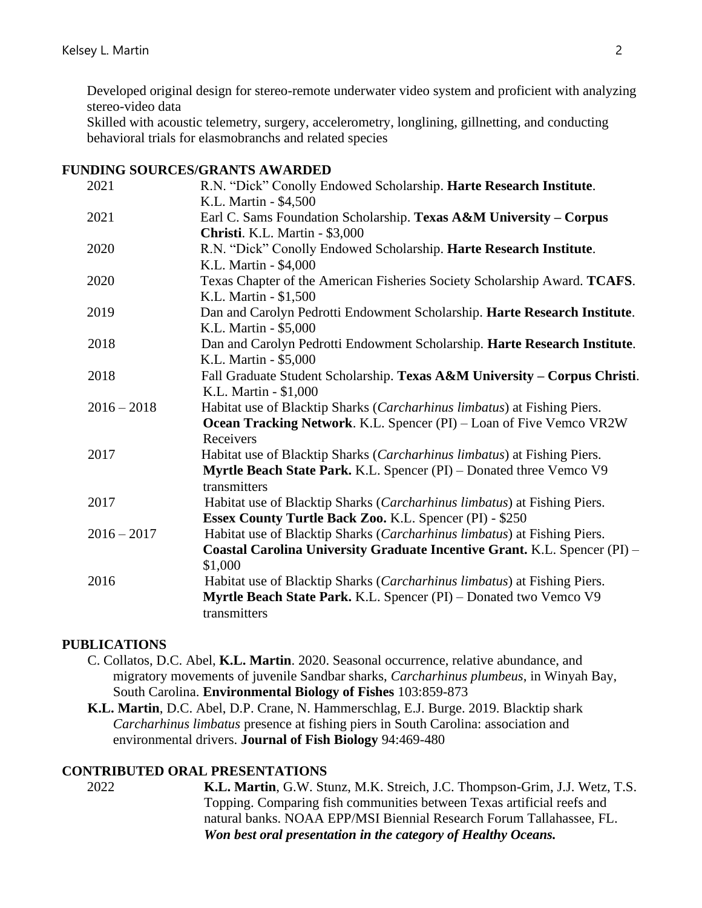Developed original design for stereo-remote underwater video system and proficient with analyzing stereo-video data

Skilled with acoustic telemetry, surgery, accelerometry, longlining, gillnetting, and conducting behavioral trials for elasmobranchs and related species

## FUNDING SOURCES/GRANTS AWARDED

| | |
|---|---|
| 2021 | R.N. "Dick" Conolly Endowed Scholarship. **Harte Research Institute**. K.L. Martin - $4,500 |
| 2021 | Earl C. Sams Foundation Scholarship. **Texas A&M University – Corpus Christi**. K.L. Martin - $3,000 |
| 2020 | R.N. "Dick" Conolly Endowed Scholarship. **Harte Research Institute**. K.L. Martin - $4,000 |
| 2020 | Texas Chapter of the American Fisheries Society Scholarship Award. **TCAFS**. K.L. Martin - $1,500 |
| 2019 | Dan and Carolyn Pedrotti Endowment Scholarship. **Harte Research Institute**. K.L. Martin - $5,000 |
| 2018 | Dan and Carolyn Pedrotti Endowment Scholarship. **Harte Research Institute**. K.L. Martin - $5,000 |
| 2018 | Fall Graduate Student Scholarship. **Texas A&M University – Corpus Christi**. K.L. Martin - $1,000 |
| 2016 – 2018 | Habitat use of Blacktip Sharks (*Carcharhinus limbatus*) at Fishing Piers. **Ocean Tracking Network**. K.L. Spencer (PI) – Loan of Five Vemco VR2W Receivers |
| 2017 | Habitat use of Blacktip Sharks (*Carcharhinus limbatus*) at Fishing Piers. **Myrtle Beach State Park.** K.L. Spencer (PI) – Donated three Vemco V9 transmitters |
| 2017 | Habitat use of Blacktip Sharks (*Carcharhinus limbatus*) at Fishing Piers. **Essex County Turtle Back Zoo.** K.L. Spencer (PI) - $250 |
| 2016 – 2017 | Habitat use of Blacktip Sharks (*Carcharhinus limbatus*) at Fishing Piers. **Coastal Carolina University Graduate Incentive Grant.** K.L. Spencer (PI) – $1,000 |
| 2016 | Habitat use of Blacktip Sharks (*Carcharhinus limbatus*) at Fishing Piers. **Myrtle Beach State Park.** K.L. Spencer (PI) – Donated two Vemco V9 transmitters |

## PUBLICATIONS

C. Collatos, D.C. Abel, **K.L. Martin**. 2020. Seasonal occurrence, relative abundance, and migratory movements of juvenile Sandbar sharks, *Carcharhinus plumbeus*, in Winyah Bay, South Carolina. **Environmental Biology of Fishes** 103:859-873

**K.L. Martin**, D.C. Abel, D.P. Crane, N. Hammerschlag, E.J. Burge. 2019. Blacktip shark *Carcharhinus limbatus* presence at fishing piers in South Carolina: association and environmental drivers. **Journal of Fish Biology** 94:469-480

## CONTRIBUTED ORAL PRESENTATIONS

| | |
|---|---|
| 2022 | **K.L. Martin**, G.W. Stunz, M.K. Streich, J.C. Thompson-Grim, J.J. Wetz, T.S. Topping. Comparing fish communities between Texas artificial reefs and natural banks. NOAA EPP/MSI Biennial Research Forum Tallahassee, FL. ***Won best oral presentation in the category of Healthy Oceans.*** |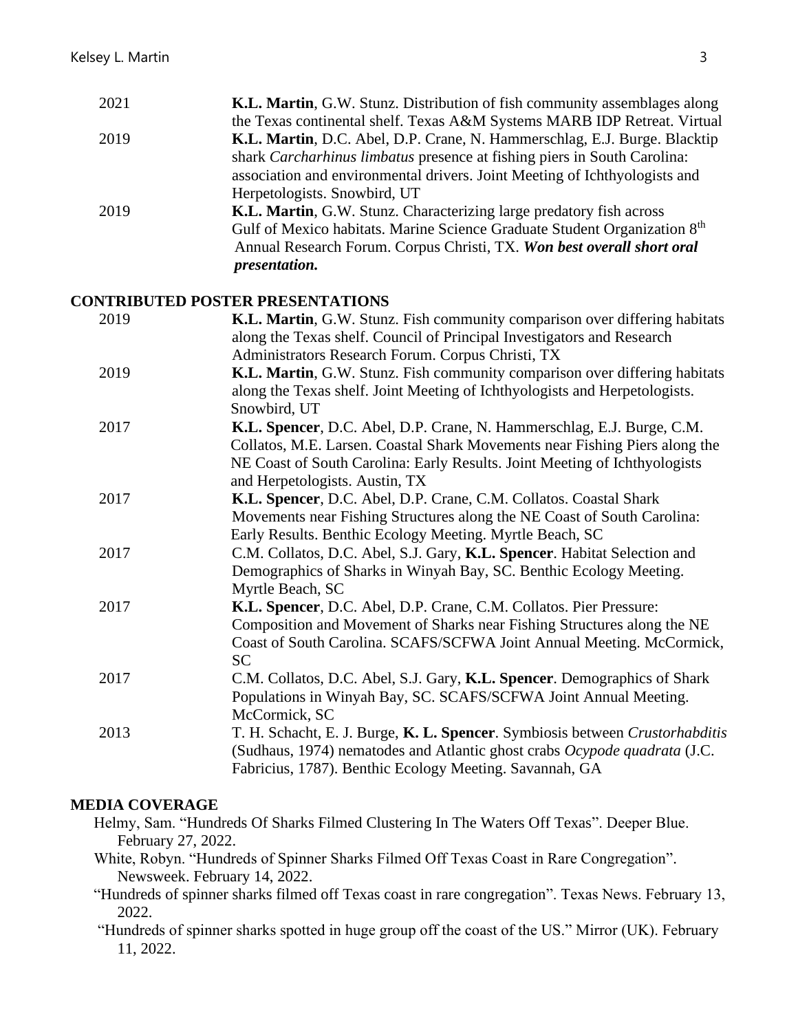2021 **K.L. Martin**, G.W. Stunz. Distribution of fish community assemblages along the Texas continental shelf. Texas A&M Systems MARB IDP Retreat. Virtual

2019 **K.L. Martin**, D.C. Abel, D.P. Crane, N. Hammerschlag, E.J. Burge. Blacktip shark *Carcharhinus limbatus* presence at fishing piers in South Carolina: association and environmental drivers. Joint Meeting of Ichthyologists and Herpetologists. Snowbird, UT

2019 **K.L. Martin**, G.W. Stunz. Characterizing large predatory fish across Gulf of Mexico habitats. Marine Science Graduate Student Organization 8th Annual Research Forum. Corpus Christi, TX. ***Won best overall short oral presentation.***

## CONTRIBUTED POSTER PRESENTATIONS

2019 **K.L. Martin**, G.W. Stunz. Fish community comparison over differing habitats along the Texas shelf. Council of Principal Investigators and Research Administrators Research Forum. Corpus Christi, TX

2019 **K.L. Martin**, G.W. Stunz. Fish community comparison over differing habitats along the Texas shelf. Joint Meeting of Ichthyologists and Herpetologists. Snowbird, UT

2017 **K.L. Spencer**, D.C. Abel, D.P. Crane, N. Hammerschlag, E.J. Burge, C.M. Collatos, M.E. Larsen. Coastal Shark Movements near Fishing Piers along the NE Coast of South Carolina: Early Results. Joint Meeting of Ichthyologists and Herpetologists. Austin, TX

2017 **K.L. Spencer**, D.C. Abel, D.P. Crane, C.M. Collatos. Coastal Shark Movements near Fishing Structures along the NE Coast of South Carolina: Early Results. Benthic Ecology Meeting. Myrtle Beach, SC

2017 C.M. Collatos, D.C. Abel, S.J. Gary, **K.L. Spencer**. Habitat Selection and Demographics of Sharks in Winyah Bay, SC. Benthic Ecology Meeting. Myrtle Beach, SC

2017 **K.L. Spencer**, D.C. Abel, D.P. Crane, C.M. Collatos. Pier Pressure: Composition and Movement of Sharks near Fishing Structures along the NE Coast of South Carolina. SCAFS/SCFWA Joint Annual Meeting. McCormick, SC

2017 C.M. Collatos, D.C. Abel, S.J. Gary, **K.L. Spencer**. Demographics of Shark Populations in Winyah Bay, SC. SCAFS/SCFWA Joint Annual Meeting. McCormick, SC

2013 T. H. Schacht, E. J. Burge, **K. L. Spencer**. Symbiosis between *Crustorhabditis* (Sudhaus, 1974) nematodes and Atlantic ghost crabs *Ocypode quadrata* (J.C. Fabricius, 1787). Benthic Ecology Meeting. Savannah, GA

## MEDIA COVERAGE

Helmy, Sam. "Hundreds Of Sharks Filmed Clustering In The Waters Off Texas". Deeper Blue. February 27, 2022.

White, Robyn. "Hundreds of Spinner Sharks Filmed Off Texas Coast in Rare Congregation". Newsweek. February 14, 2022.

"Hundreds of spinner sharks filmed off Texas coast in rare congregation". Texas News. February 13, 2022.

"Hundreds of spinner sharks spotted in huge group off the coast of the US." Mirror (UK). February 11, 2022.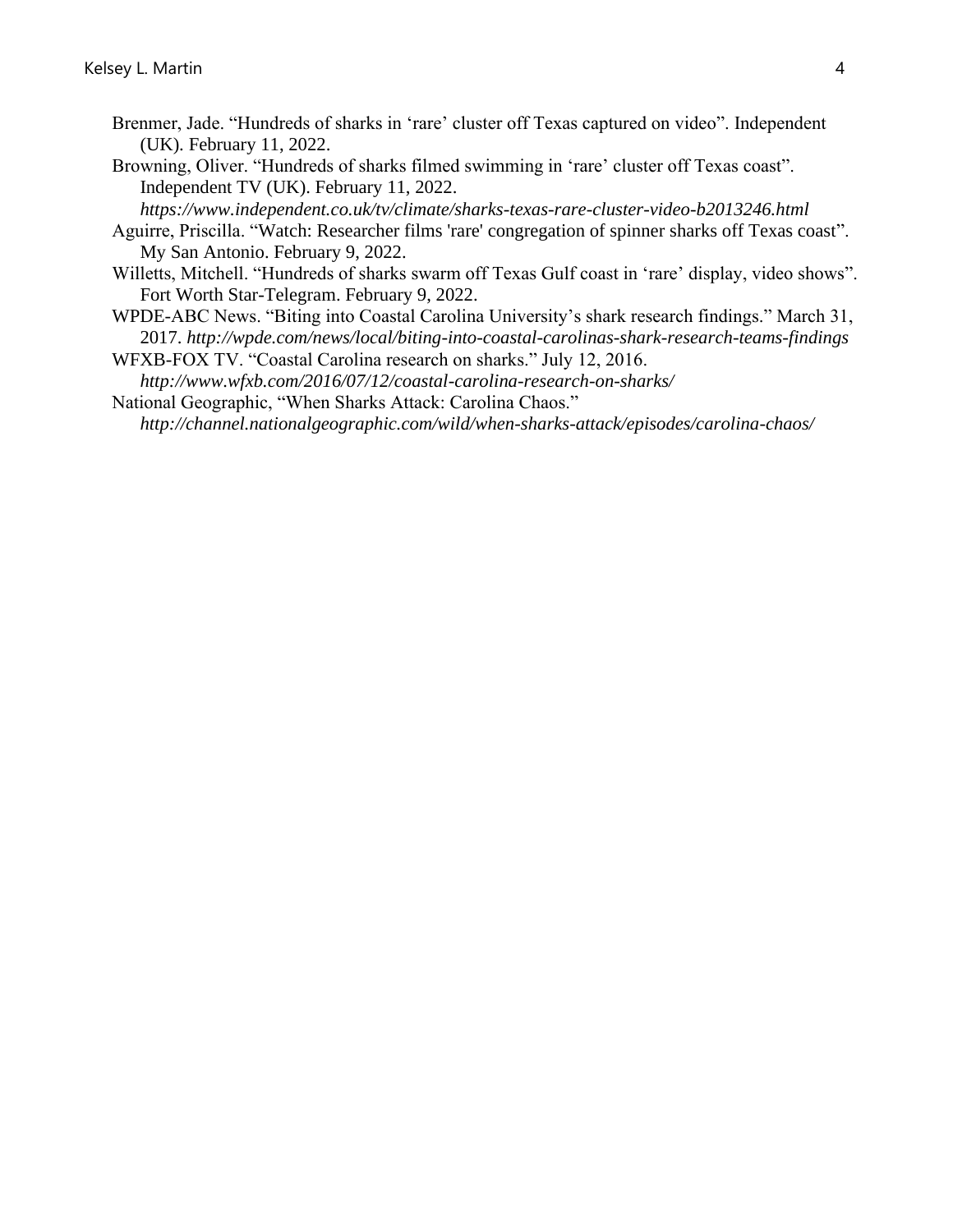Brenmer, Jade. “Hundreds of sharks in ‘rare’ cluster off Texas captured on video”. Independent (UK). February 11, 2022.

Browning, Oliver. “Hundreds of sharks filmed swimming in ‘rare’ cluster off Texas coast”. Independent TV (UK). February 11, 2022. *https://www.independent.co.uk/tv/climate/sharks-texas-rare-cluster-video-b2013246.html*

Aguirre, Priscilla. “Watch: Researcher films 'rare' congregation of spinner sharks off Texas coast”. My San Antonio. February 9, 2022.

Willetts, Mitchell. “Hundreds of sharks swarm off Texas Gulf coast in ‘rare’ display, video shows”. Fort Worth Star-Telegram. February 9, 2022.

WPDE-ABC News. “Biting into Coastal Carolina University’s shark research findings.” March 31, 2017. *http://wpde.com/news/local/biting-into-coastal-carolinas-shark-research-teams-findings*

WFXB-FOX TV. “Coastal Carolina research on sharks.” July 12, 2016. *http://www.wfxb.com/2016/07/12/coastal-carolina-research-on-sharks/*

National Geographic, “When Sharks Attack: Carolina Chaos.” *http://channel.nationalgeographic.com/wild/when-sharks-attack/episodes/carolina-chaos/*